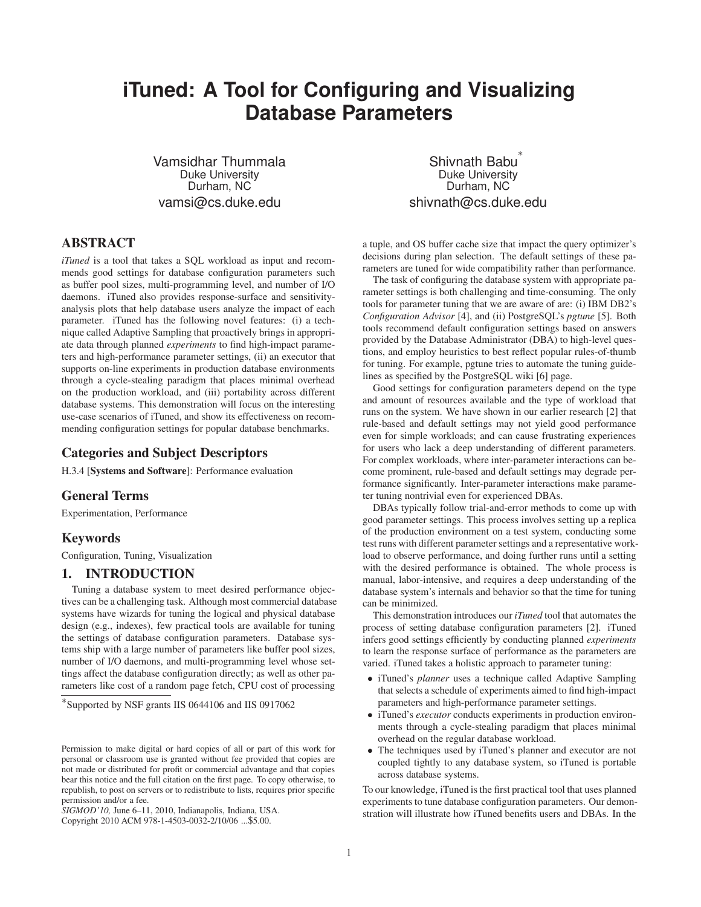# iTuned: A Tool for Configuring and Visualizing Database Parameters

Vamsidhar Thummala
Duke University
Durham, NC
vamsi@cs.duke.edu

Shivnath Babu[*]
Duke University
Durham, NC
shivnath@cs.duke.edu

## ABSTRACT

*iTuned* is a tool that takes a SQL workload as input and recommends good settings for database configuration parameters such as buffer pool sizes, multi-programming level, and number of I/O daemons. iTuned also provides response-surface and sensitivity-analysis plots that help database users analyze the impact of each parameter. iTuned has the following novel features: (i) a technique called Adaptive Sampling that proactively brings in appropriate data through planned *experiments* to find high-impact parameters and high-performance parameter settings, (ii) an executor that supports on-line experiments in production database environments through a cycle-stealing paradigm that places minimal overhead on the production workload, and (iii) portability across different database systems. This demonstration will focus on the interesting use-case scenarios of iTuned, and show its effectiveness on recommending configuration settings for popular database benchmarks.

## Categories and Subject Descriptors

H.3.4 [**Systems and Software**]: Performance evaluation

## General Terms

Experimentation, Performance

## Keywords

Configuration, Tuning, Visualization

## 1. INTRODUCTION

Tuning a database system to meet desired performance objectives can be a challenging task. Although most commercial database systems have wizards for tuning the logical and physical database design (e.g., indexes), few practical tools are available for tuning the settings of database configuration parameters. Database systems ship with a large number of parameters like buffer pool sizes, number of I/O daemons, and multi-programming level whose settings affect the database configuration directly; as well as other parameters like cost of a random page fetch, CPU cost of processing a tuple, and OS buffer cache size that impact the query optimizer's decisions during plan selection. The default settings of these parameters are tuned for wide compatibility rather than performance.

The task of configuring the database system with appropriate parameter settings is both challenging and time-consuming. The only tools for parameter tuning that we are aware of are: (i) IBM DB2's *Configuration Advisor* [4], and (ii) PostgreSQL's *pgtune* [5]. Both tools recommend default configuration settings based on answers provided by the Database Administrator (DBA) to high-level questions, and employ heuristics to best reflect popular rules-of-thumb for tuning. For example, pgtune tries to automate the tuning guidelines as specified by the PostgreSQL wiki [6] page.

Good settings for configuration parameters depend on the type and amount of resources available and the type of workload that runs on the system. We have shown in our earlier research [2] that rule-based and default settings may not yield good performance even for simple workloads; and can cause frustrating experiences for users who lack a deep understanding of different parameters. For complex workloads, where inter-parameter interactions can become prominent, rule-based and default settings may degrade performance significantly. Inter-parameter interactions make parameter tuning nontrivial even for experienced DBAs.

DBAs typically follow trial-and-error methods to come up with good parameter settings. This process involves setting up a replica of the production environment on a test system, conducting some test runs with different parameter settings and a representative workload to observe performance, and doing further runs until a setting with the desired performance is obtained. The whole process is manual, labor-intensive, and requires a deep understanding of the database system's internals and behavior so that the time for tuning can be minimized.

This demonstration introduces our *iTuned* tool that automates the process of setting database configuration parameters [2]. iTuned infers good settings efficiently by conducting planned *experiments* to learn the response surface of performance as the parameters are varied. iTuned takes a holistic approach to parameter tuning:

- iTuned's *planner* uses a technique called Adaptive Sampling that selects a schedule of experiments aimed to find high-impact parameters and high-performance parameter settings.
- iTuned's *executor* conducts experiments in production environments through a cycle-stealing paradigm that places minimal overhead on the regular database workload.
- The techniques used by iTuned's planner and executor are not coupled tightly to any database system, so iTuned is portable across database systems.

To our knowledge, iTuned is the first practical tool that uses planned experiments to tune database configuration parameters. Our demonstration will illustrate how iTuned benefits users and DBAs. In the

[*]Supported by NSF grants IIS 0644106 and IIS 0917062

Permission to make digital or hard copies of all or part of this work for personal or classroom use is granted without fee provided that copies are not made or distributed for profit or commercial advantage and that copies bear this notice and the full citation on the first page. To copy otherwise, to republish, to post on servers or to redistribute to lists, requires prior specific permission and/or a fee.
*SIGMOD'10,* June 6–11, 2010, Indianapolis, Indiana, USA.
Copyright 2010 ACM 978-1-4503-0032-2/10/06 ...$5.00.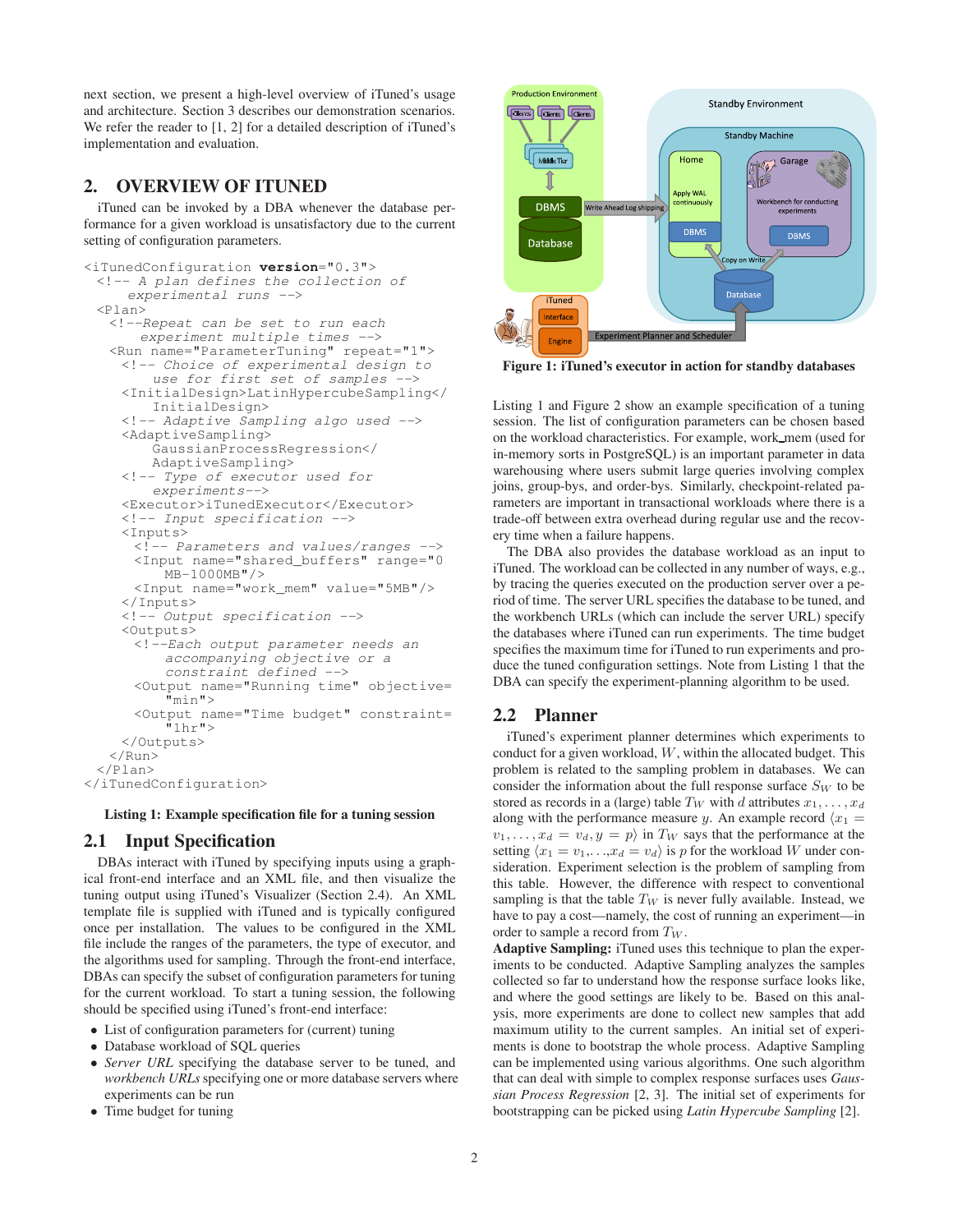next section, we present a high-level overview of iTuned's usage and architecture. Section 3 describes our demonstration scenarios. We refer the reader to [1, 2] for a detailed description of iTuned's implementation and evaluation.

## 2. OVERVIEW OF ITUNED

iTuned can be invoked by a DBA whenever the database performance for a given workload is unsatisfactory due to the current setting of configuration parameters.

```
<iTunedConfiguration version="0.3">
  <!-- A plan defines the collection of
       experimental runs -->
  <Plan>
    <!--Repeat can be set to run each
        experiment multiple times -->
    <Run name="ParameterTuning" repeat="1">
      <!-- Choice of experimental design to
           use for first set of samples -->
      <InitialDesign>LatinHypercubeSampling</
           InitialDesign>
      <!-- Adaptive Sampling algo used -->
      <AdaptiveSampling>
           GaussianProcessRegression</
           AdaptiveSampling>
      <!-- Type of executor used for
           experiments-->
      <Executor>iTunedExecutor</Executor>
      <!-- Input specification -->
      <Inputs>
        <!-- Parameters and values/ranges -->
        <Input name="shared_buffers" range="0
             MB-1000MB"/>
        <Input name="work_mem" value="5MB"/>
      </Inputs>
      <!-- Output specification -->
      <Outputs>
        <!--Each output parameter needs an
             accompanying objective or a
             constraint defined -->
        <Output name="Running time" objective=
             "min">
        <Output name="Time budget" constraint=
             "1hr">
      </Outputs>
    </Run>
  </Plan>
</iTunedConfiguration>
```

**Listing 1: Example specification file for a tuning session**

### 2.1 Input Specification

DBAs interact with iTuned by specifying inputs using a graphical front-end interface and an XML file, and then visualize the tuning output using iTuned's Visualizer (Section 2.4). An XML template file is supplied with iTuned and is typically configured once per installation. The values to be configured in the XML file include the ranges of the parameters, the type of executor, and the algorithms used for sampling. Through the front-end interface, DBAs can specify the subset of configuration parameters for tuning for the current workload. To start a tuning session, the following should be specified using iTuned's front-end interface:

- List of configuration parameters for (current) tuning
- Database workload of SQL queries
- *Server URL* specifying the database server to be tuned, and *workbench URLs* specifying one or more database servers where experiments can be run
- Time budget for tuning

**Figure 1: iTuned's executor in action for standby databases**

Listing 1 and Figure 2 show an example specification of a tuning session. The list of configuration parameters can be chosen based on the workload characteristics. For example, work_mem (used for in-memory sorts in PostgreSQL) is an important parameter in data warehousing where users submit large queries involving complex joins, group-bys, and order-bys. Similarly, checkpoint-related parameters are important in transactional workloads where there is a trade-off between extra overhead during regular use and the recovery time when a failure happens.

The DBA also provides the database workload as an input to iTuned. The workload can be collected in any number of ways, e.g., by tracing the queries executed on the production server over a period of time. The server URL specifies the database to be tuned, and the workbench URLs (which can include the server URL) specify the databases where iTuned can run experiments. The time budget specifies the maximum time for iTuned to run experiments and produce the tuned configuration settings. Note from Listing 1 that the DBA can specify the experiment-planning algorithm to be used.

### 2.2 Planner

iTuned's experiment planner determines which experiments to conduct for a given workload, $W$, within the allocated budget. This problem is related to the sampling problem in databases. We can consider the information about the full response surface $S_W$ to be stored as records in a (large) table $T_W$ with $d$ attributes $x_1, \ldots, x_d$ along with the performance measure $y$. An example record $\langle x_1 = v_1, \ldots, x_d = v_d, y = p \rangle$ in $T_W$ says that the performance at the setting $\langle x_1 = v_1, \ldots, x_d = v_d \rangle$ is $p$ for the workload $W$ under consideration. Experiment selection is the problem of sampling from this table. However, the difference with respect to conventional sampling is that the table $T_W$ is never fully available. Instead, we have to pay a cost—namely, the cost of running an experiment—in order to sample a record from $T_W$.

**Adaptive Sampling:** iTuned uses this technique to plan the experiments to be conducted. Adaptive Sampling analyzes the samples collected so far to understand how the response surface looks like, and where the good settings are likely to be. Based on this analysis, more experiments are done to collect new samples that add maximum utility to the current samples. An initial set of experiments is done to bootstrap the whole process. Adaptive Sampling can be implemented using various algorithms. One such algorithm that can deal with simple to complex response surfaces uses *Gaussian Process Regression* [2, 3]. The initial set of experiments for bootstrapping can be picked using *Latin Hypercube Sampling* [2].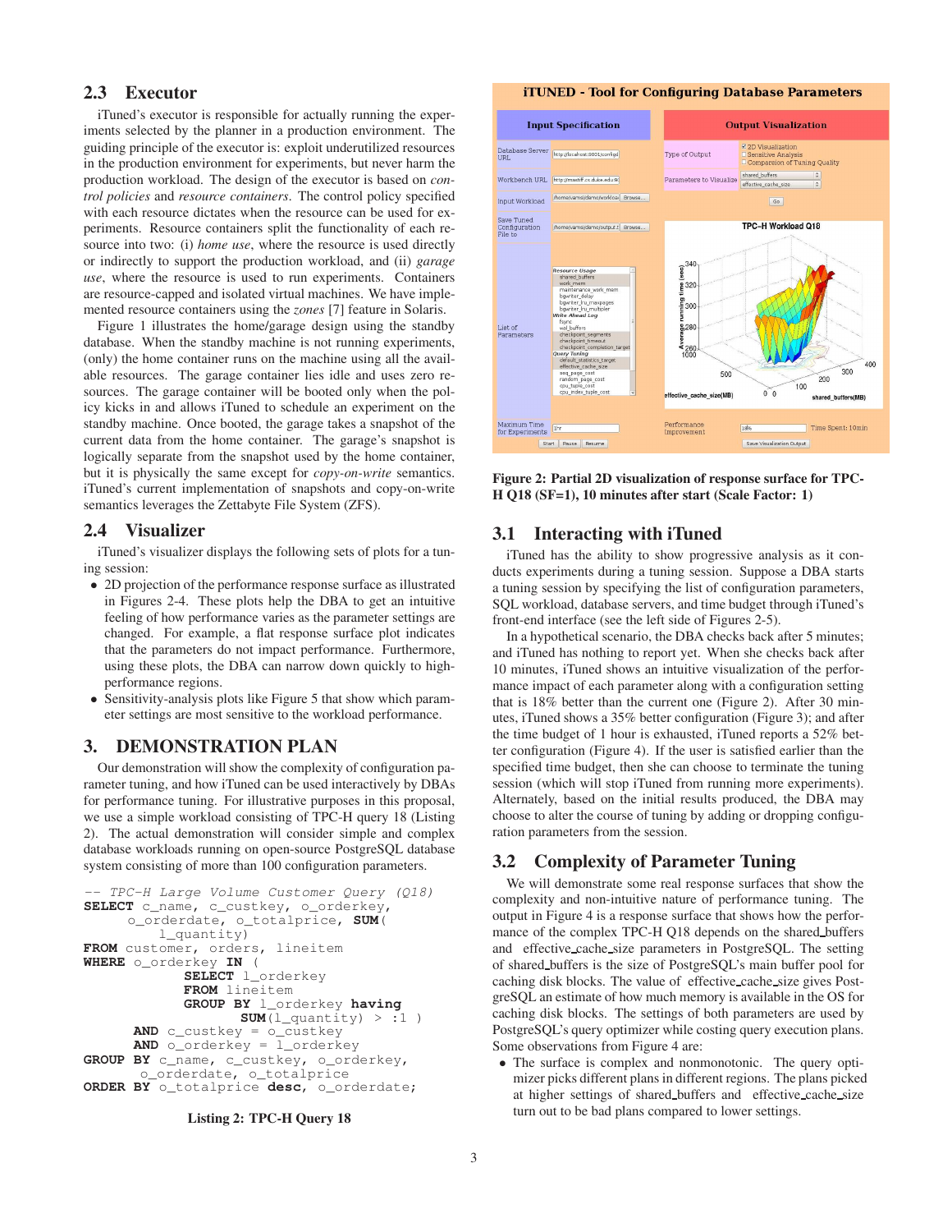## 2.3 Executor

iTuned's executor is responsible for actually running the experiments selected by the planner in a production environment. The guiding principle of the executor is: exploit underutilized resources in the production environment for experiments, but never harm the production workload. The design of the executor is based on *control policies* and *resource containers*. The control policy specified with each resource dictates when the resource can be used for experiments. Resource containers split the functionality of each resource into two: (i) *home use*, where the resource is used directly or indirectly to support the production workload, and (ii) *garage use*, where the resource is used to run experiments. Containers are resource-capped and isolated virtual machines. We have implemented resource containers using the *zones* [7] feature in Solaris.

Figure 1 illustrates the home/garage design using the standby database. When the standby machine is not running experiments, (only) the home container runs on the machine using all the available resources. The garage container lies idle and uses zero resources. The garage container will be booted only when the policy kicks in and allows iTuned to schedule an experiment on the standby machine. Once booted, the garage takes a snapshot of the current data from the home container. The garage's snapshot is logically separate from the snapshot used by the home container, but it is physically the same except for *copy-on-write* semantics. iTuned's current implementation of snapshots and copy-on-write semantics leverages the Zettabyte File System (ZFS).

## 2.4 Visualizer

iTuned's visualizer displays the following sets of plots for a tuning session:

- 2D projection of the performance response surface as illustrated in Figures 2-4. These plots help the DBA to get an intuitive feeling of how performance varies as the parameter settings are changed. For example, a flat response surface plot indicates that the parameters do not impact performance. Furthermore, using these plots, the DBA can narrow down quickly to high-performance regions.
- Sensitivity-analysis plots like Figure 5 that show which parameter settings are most sensitive to the workload performance.

# 3. DEMONSTRATION PLAN

Our demonstration will show the complexity of configuration parameter tuning, and how iTuned can be used interactively by DBAs for performance tuning. For illustrative purposes in this proposal, we use a simple workload consisting of TPC-H query 18 (Listing 2). The actual demonstration will consider simple and complex database workloads running on open-source PostgreSQL database system consisting of more than 100 configuration parameters.

```
-- TPC-H Large Volume Customer Query (Q18)
SELECT c_name, c_custkey, o_orderkey,
       o_orderdate, o_totalprice, SUM(
           l_quantity)
FROM customer, orders, lineitem
WHERE o_orderkey IN (
            SELECT l_orderkey
            FROM lineitem
            GROUP BY l_orderkey having
                 SUM(l_quantity) > :1 )
       AND c_custkey = o_custkey
       AND o_orderkey = l_orderkey
GROUP BY c_name, c_custkey, o_orderkey,
        o_orderdate, o_totalprice
ORDER BY o_totalprice desc, o_orderdate;
```

**Listing 2: TPC-H Query 18**

**Figure 2: Partial 2D visualization of response surface for TPC-H Q18 (SF=1), 10 minutes after start (Scale Factor: 1)**

## 3.1 Interacting with iTuned

iTuned has the ability to show progressive analysis as it conducts experiments during a tuning session. Suppose a DBA starts a tuning session by specifying the list of configuration parameters, SQL workload, database servers, and time budget through iTuned's front-end interface (see the left side of Figures 2-5).

In a hypothetical scenario, the DBA checks back after 5 minutes; and iTuned has nothing to report yet. When she checks back after 10 minutes, iTuned shows an intuitive visualization of the performance impact of each parameter along with a configuration setting that is 18% better than the current one (Figure 2). After 30 minutes, iTuned shows a 35% better configuration (Figure 3); and after the time budget of 1 hour is exhausted, iTuned reports a 52% better configuration (Figure 4). If the user is satisfied earlier than the specified time budget, then she can choose to terminate the tuning session (which will stop iTuned from running more experiments). Alternately, based on the initial results produced, the DBA may choose to alter the course of tuning by adding or dropping configuration parameters from the session.

## 3.2 Complexity of Parameter Tuning

We will demonstrate some real response surfaces that show the complexity and non-intuitive nature of performance tuning. The output in Figure 4 is a response surface that shows how the performance of the complex TPC-H Q18 depends on the shared_buffers and effective_cache_size parameters in PostgreSQL. The setting of shared_buffers is the size of PostgreSQL's main buffer pool for caching disk blocks. The value of effective_cache_size gives PostgreSQL an estimate of how much memory is available in the OS for caching disk blocks. The settings of both parameters are used by PostgreSQL's query optimizer while costing query execution plans. Some observations from Figure 4 are:

- The surface is complex and nonmonotonic. The query optimizer picks different plans in different regions. The plans picked at higher settings of shared_buffers and effective_cache_size turn out to be bad plans compared to lower settings.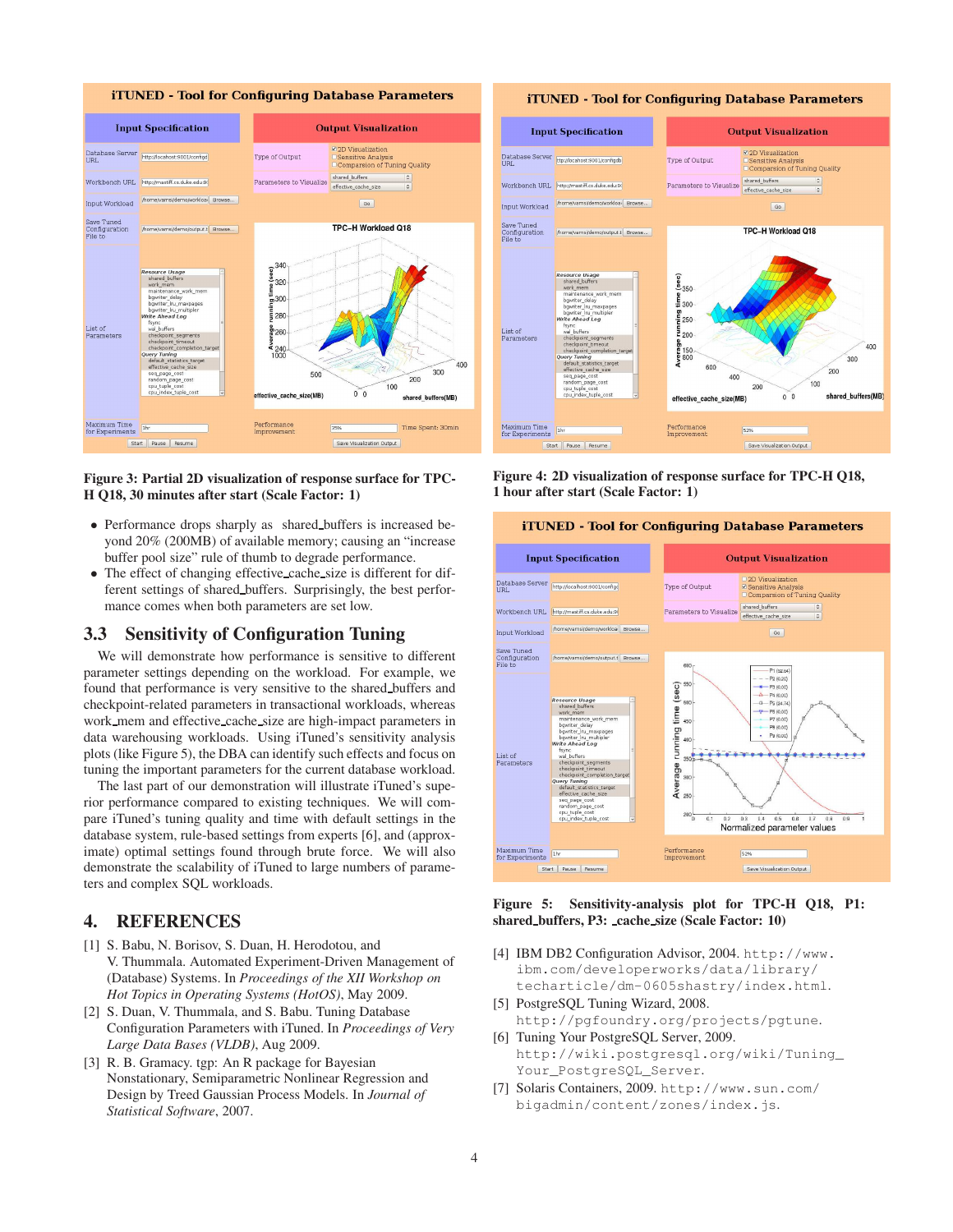Figure 3: Partial 2D visualization of response surface for TPC-H Q18, 30 minutes after start (Scale Factor: 1)

Figure 4: 2D visualization of response surface for TPC-H Q18, 1 hour after start (Scale Factor: 1)

- Performance drops sharply as shared_buffers is increased beyond 20% (200MB) of available memory; causing an "increase buffer pool size" rule of thumb to degrade performance.
- The effect of changing effective_cache_size is different for different settings of shared_buffers. Surprisingly, the best performance comes when both parameters are set low.

## 3.3 Sensitivity of Configuration Tuning

We will demonstrate how performance is sensitive to different parameter settings depending on the workload. For example, we found that performance is very sensitive to the shared_buffers and checkpoint-related parameters in transactional workloads, whereas work_mem and effective_cache_size are high-impact parameters in data warehousing workloads. Using iTuned's sensitivity analysis plots (like Figure 5), the DBA can identify such effects and focus on tuning the important parameters for the current database workload.

The last part of our demonstration will illustrate iTuned's superior performance compared to existing techniques. We will compare iTuned's tuning quality and time with default settings in the database system, rule-based settings from experts [6], and (approximate) optimal settings found through brute force. We will also demonstrate the scalability of iTuned to large numbers of parameters and complex SQL workloads.

Figure 5: Sensitivity-analysis plot for TPC-H Q18, P1: shared_buffers, P3: _cache_size (Scale Factor: 10)

## 4. REFERENCES

[1] S. Babu, N. Borisov, S. Duan, H. Herodotou, and V. Thummala. Automated Experiment-Driven Management of (Database) Systems. In *Proceedings of the XII Workshop on Hot Topics in Operating Systems (HotOS)*, May 2009.

[2] S. Duan, V. Thummala, and S. Babu. Tuning Database Configuration Parameters with iTuned. In *Proceedings of Very Large Data Bases (VLDB)*, Aug 2009.

[3] R. B. Gramacy. tgp: An R package for Bayesian Nonstationary, Semiparametric Nonlinear Regression and Design by Treed Gaussian Process Models. In *Journal of Statistical Software*, 2007.

[4] IBM DB2 Configuration Advisor, 2004. http://www.ibm.com/developerworks/data/library/techarticle/dm-0605shastry/index.html.

[5] PostgreSQL Tuning Wizard, 2008. http://pgfoundry.org/projects/pgtune.

[6] Tuning Your PostgreSQL Server, 2009. http://wiki.postgresql.org/wiki/Tuning_Your_PostgreSQL_Server.

[7] Solaris Containers, 2009. http://www.sun.com/bigadmin/content/zones/index.js.